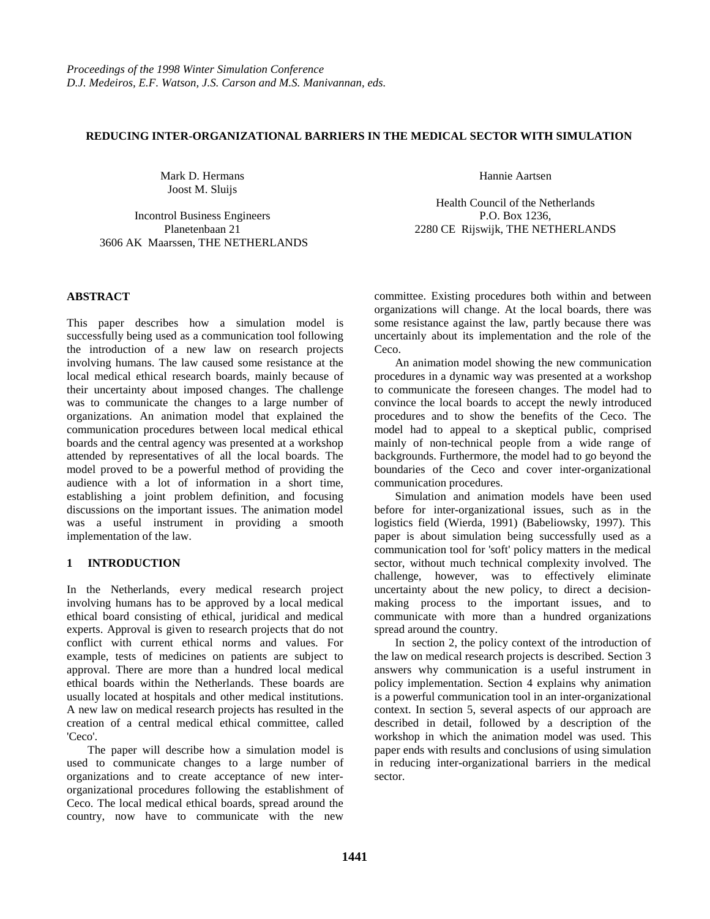*Proceedings of the 1998 Winter Simulation Conference*
*D.J. Medeiros, E.F. Watson, J.S. Carson and M.S. Manivannan, eds.*

# REDUCING INTER-ORGANIZATIONAL BARRIERS IN THE MEDICAL SECTOR WITH SIMULATION

Mark D. Hermans
Joost M. Sluijs

Incontrol Business Engineers
Planetenbaan 21
3606 AK Maarssen, THE NETHERLANDS

Hannie Aartsen

Health Council of the Netherlands
P.O. Box 1236,
2280 CE Rijswijk, THE NETHERLANDS

## ABSTRACT

This paper describes how a simulation model is successfully being used as a communication tool following the introduction of a new law on research projects involving humans. The law caused some resistance at the local medical ethical research boards, mainly because of their uncertainty about imposed changes. The challenge was to communicate the changes to a large number of organizations. An animation model that explained the communication procedures between local medical ethical boards and the central agency was presented at a workshop attended by representatives of all the local boards. The model proved to be a powerful method of providing the audience with a lot of information in a short time, establishing a joint problem definition, and focusing discussions on the important issues. The animation model was a useful instrument in providing a smooth implementation of the law.

## 1 INTRODUCTION

In the Netherlands, every medical research project involving humans has to be approved by a local medical ethical board consisting of ethical, juridical and medical experts. Approval is given to research projects that do not conflict with current ethical norms and values. For example, tests of medicines on patients are subject to approval. There are more than a hundred local medical ethical boards within the Netherlands. These boards are usually located at hospitals and other medical institutions. A new law on medical research projects has resulted in the creation of a central medical ethical committee, called 'Ceco'.

The paper will describe how a simulation model is used to communicate changes to a large number of organizations and to create acceptance of new inter-organizational procedures following the establishment of Ceco. The local medical ethical boards, spread around the country, now have to communicate with the new committee. Existing procedures both within and between organizations will change. At the local boards, there was some resistance against the law, partly because there was uncertainly about its implementation and the role of the Ceco.

An animation model showing the new communication procedures in a dynamic way was presented at a workshop to communicate the foreseen changes. The model had to convince the local boards to accept the newly introduced procedures and to show the benefits of the Ceco. The model had to appeal to a skeptical public, comprised mainly of non-technical people from a wide range of backgrounds. Furthermore, the model had to go beyond the boundaries of the Ceco and cover inter-organizational communication procedures.

Simulation and animation models have been used before for inter-organizational issues, such as in the logistics field (Wierda, 1991) (Babeliowsky, 1997). This paper is about simulation being successfully used as a communication tool for 'soft' policy matters in the medical sector, without much technical complexity involved. The challenge, however, was to effectively eliminate uncertainty about the new policy, to direct a decision-making process to the important issues, and to communicate with more than a hundred organizations spread around the country.

In section 2, the policy context of the introduction of the law on medical research projects is described. Section 3 answers why communication is a useful instrument in policy implementation. Section 4 explains why animation is a powerful communication tool in an inter-organizational context. In section 5, several aspects of our approach are described in detail, followed by a description of the workshop in which the animation model was used. This paper ends with results and conclusions of using simulation in reducing inter-organizational barriers in the medical sector.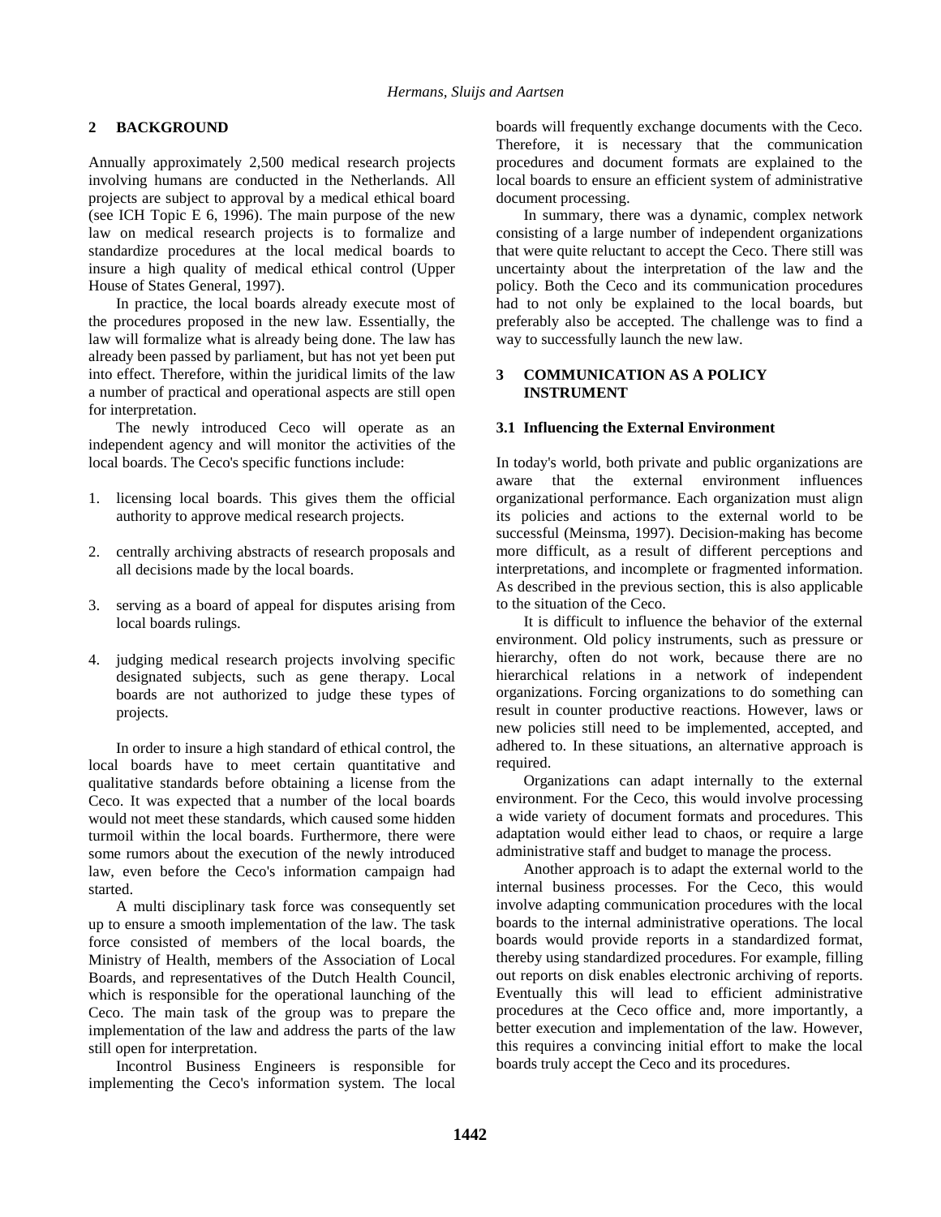## 2 BACKGROUND

Annually approximately 2,500 medical research projects involving humans are conducted in the Netherlands. All projects are subject to approval by a medical ethical board (see ICH Topic E 6, 1996). The main purpose of the new law on medical research projects is to formalize and standardize procedures at the local medical boards to insure a high quality of medical ethical control (Upper House of States General, 1997).

In practice, the local boards already execute most of the procedures proposed in the new law. Essentially, the law will formalize what is already being done. The law has already been passed by parliament, but has not yet been put into effect. Therefore, within the juridical limits of the law a number of practical and operational aspects are still open for interpretation.

The newly introduced Ceco will operate as an independent agency and will monitor the activities of the local boards. The Ceco's specific functions include:

1. licensing local boards. This gives them the official authority to approve medical research projects.
2. centrally archiving abstracts of research proposals and all decisions made by the local boards.
3. serving as a board of appeal for disputes arising from local boards rulings.
4. judging medical research projects involving specific designated subjects, such as gene therapy. Local boards are not authorized to judge these types of projects.

In order to insure a high standard of ethical control, the local boards have to meet certain quantitative and qualitative standards before obtaining a license from the Ceco. It was expected that a number of the local boards would not meet these standards, which caused some hidden turmoil within the local boards. Furthermore, there were some rumors about the execution of the newly introduced law, even before the Ceco's information campaign had started.

A multi disciplinary task force was consequently set up to ensure a smooth implementation of the law. The task force consisted of members of the local boards, the Ministry of Health, members of the Association of Local Boards, and representatives of the Dutch Health Council, which is responsible for the operational launching of the Ceco. The main task of the group was to prepare the implementation of the law and address the parts of the law still open for interpretation.

Incontrol Business Engineers is responsible for implementing the Ceco's information system. The local boards will frequently exchange documents with the Ceco. Therefore, it is necessary that the communication procedures and document formats are explained to the local boards to ensure an efficient system of administrative document processing.

In summary, there was a dynamic, complex network consisting of a large number of independent organizations that were quite reluctant to accept the Ceco. There still was uncertainty about the interpretation of the law and the policy. Both the Ceco and its communication procedures had to not only be explained to the local boards, but preferably also be accepted. The challenge was to find a way to successfully launch the new law.

## 3 COMMUNICATION AS A POLICY INSTRUMENT

### 3.1 Influencing the External Environment

In today's world, both private and public organizations are aware that the external environment influences organizational performance. Each organization must align its policies and actions to the external world to be successful (Meinsma, 1997). Decision-making has become more difficult, as a result of different perceptions and interpretations, and incomplete or fragmented information. As described in the previous section, this is also applicable to the situation of the Ceco.

It is difficult to influence the behavior of the external environment. Old policy instruments, such as pressure or hierarchy, often do not work, because there are no hierarchical relations in a network of independent organizations. Forcing organizations to do something can result in counter productive reactions. However, laws or new policies still need to be implemented, accepted, and adhered to. In these situations, an alternative approach is required.

Organizations can adapt internally to the external environment. For the Ceco, this would involve processing a wide variety of document formats and procedures. This adaptation would either lead to chaos, or require a large administrative staff and budget to manage the process.

Another approach is to adapt the external world to the internal business processes. For the Ceco, this would involve adapting communication procedures with the local boards to the internal administrative operations. The local boards would provide reports in a standardized format, thereby using standardized procedures. For example, filling out reports on disk enables electronic archiving of reports. Eventually this will lead to efficient administrative procedures at the Ceco office and, more importantly, a better execution and implementation of the law. However, this requires a convincing initial effort to make the local boards truly accept the Ceco and its procedures.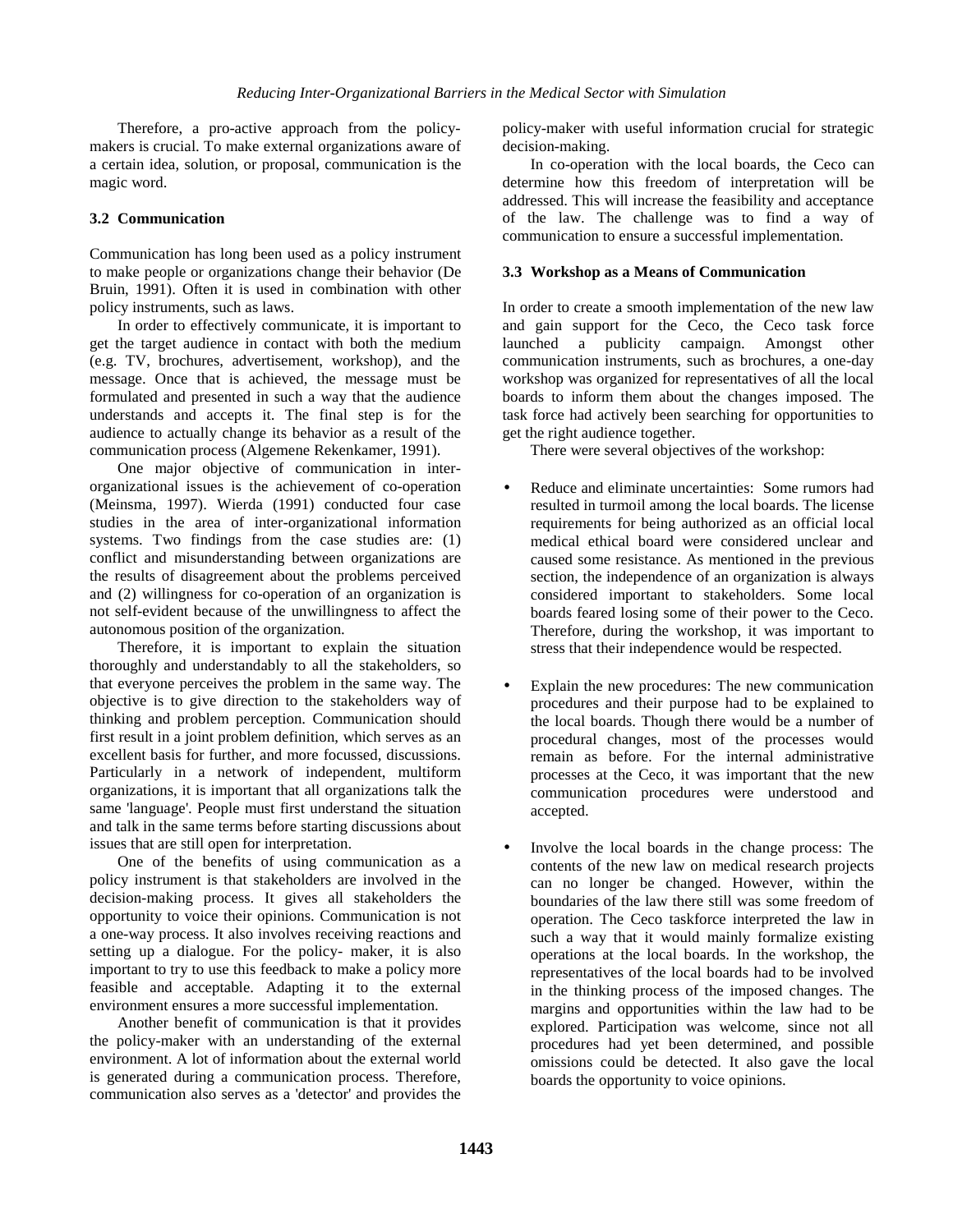Therefore, a pro-active approach from the policy-makers is crucial. To make external organizations aware of a certain idea, solution, or proposal, communication is the magic word.

### 3.2 Communication

Communication has long been used as a policy instrument to make people or organizations change their behavior (De Bruin, 1991). Often it is used in combination with other policy instruments, such as laws.

In order to effectively communicate, it is important to get the target audience in contact with both the medium (e.g. TV, brochures, advertisement, workshop), and the message. Once that is achieved, the message must be formulated and presented in such a way that the audience understands and accepts it. The final step is for the audience to actually change its behavior as a result of the communication process (Algemene Rekenkamer, 1991).

One major objective of communication in inter-organizational issues is the achievement of co-operation (Meinsma, 1997). Wierda (1991) conducted four case studies in the area of inter-organizational information systems. Two findings from the case studies are: (1) conflict and misunderstanding between organizations are the results of disagreement about the problems perceived and (2) willingness for co-operation of an organization is not self-evident because of the unwillingness to affect the autonomous position of the organization.

Therefore, it is important to explain the situation thoroughly and understandably to all the stakeholders, so that everyone perceives the problem in the same way. The objective is to give direction to the stakeholders way of thinking and problem perception. Communication should first result in a joint problem definition, which serves as an excellent basis for further, and more focussed, discussions. Particularly in a network of independent, multiform organizations, it is important that all organizations talk the same 'language'. People must first understand the situation and talk in the same terms before starting discussions about issues that are still open for interpretation.

One of the benefits of using communication as a policy instrument is that stakeholders are involved in the decision-making process. It gives all stakeholders the opportunity to voice their opinions. Communication is not a one-way process. It also involves receiving reactions and setting up a dialogue. For the policy- maker, it is also important to try to use this feedback to make a policy more feasible and acceptable. Adapting it to the external environment ensures a more successful implementation.

Another benefit of communication is that it provides the policy-maker with an understanding of the external environment. A lot of information about the external world is generated during a communication process. Therefore, communication also serves as a 'detector' and provides the policy-maker with useful information crucial for strategic decision-making.

In co-operation with the local boards, the Ceco can determine how this freedom of interpretation will be addressed. This will increase the feasibility and acceptance of the law. The challenge was to find a way of communication to ensure a successful implementation.

### 3.3 Workshop as a Means of Communication

In order to create a smooth implementation of the new law and gain support for the Ceco, the Ceco task force launched a publicity campaign. Amongst other communication instruments, such as brochures, a one-day workshop was organized for representatives of all the local boards to inform them about the changes imposed. The task force had actively been searching for opportunities to get the right audience together.

There were several objectives of the workshop:

- Reduce and eliminate uncertainties: Some rumors had resulted in turmoil among the local boards. The license requirements for being authorized as an official local medical ethical board were considered unclear and caused some resistance. As mentioned in the previous section, the independence of an organization is always considered important to stakeholders. Some local boards feared losing some of their power to the Ceco. Therefore, during the workshop, it was important to stress that their independence would be respected.

- Explain the new procedures: The new communication procedures and their purpose had to be explained to the local boards. Though there would be a number of procedural changes, most of the processes would remain as before. For the internal administrative processes at the Ceco, it was important that the new communication procedures were understood and accepted.

- Involve the local boards in the change process: The contents of the new law on medical research projects can no longer be changed. However, within the boundaries of the law there still was some freedom of operation. The Ceco taskforce interpreted the law in such a way that it would mainly formalize existing operations at the local boards. In the workshop, the representatives of the local boards had to be involved in the thinking process of the imposed changes. The margins and opportunities within the law had to be explored. Participation was welcome, since not all procedures had yet been determined, and possible omissions could be detected. It also gave the local boards the opportunity to voice opinions.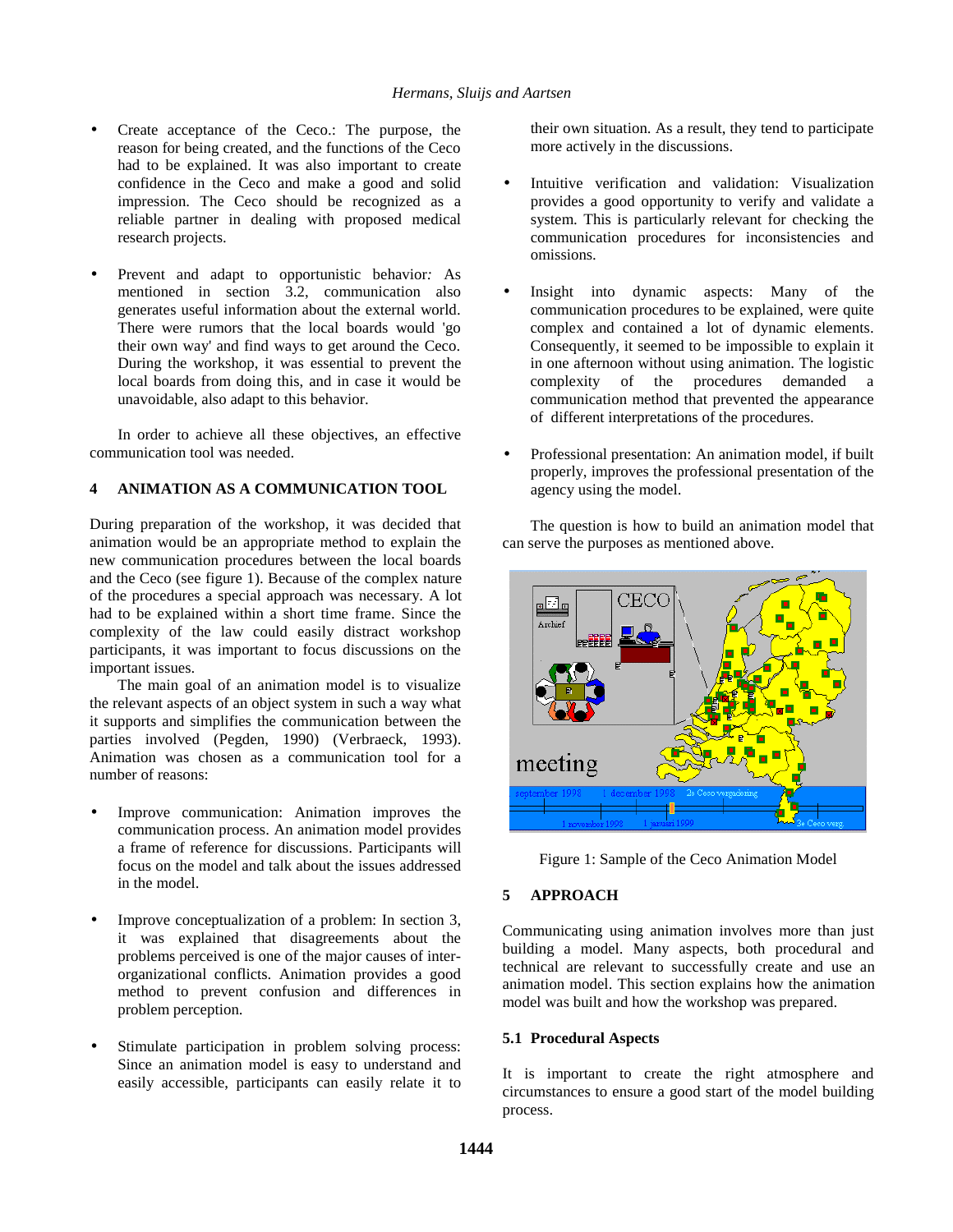- Create acceptance of the Ceco.: The purpose, the reason for being created, and the functions of the Ceco had to be explained. It was also important to create confidence in the Ceco and make a good and solid impression. The Ceco should be recognized as a reliable partner in dealing with proposed medical research projects.

- Prevent and adapt to opportunistic behavior*:* As mentioned in section 3.2, communication also generates useful information about the external world. There were rumors that the local boards would 'go their own way' and find ways to get around the Ceco. During the workshop, it was essential to prevent the local boards from doing this, and in case it would be unavoidable, also adapt to this behavior.

In order to achieve all these objectives, an effective communication tool was needed.

## 4 ANIMATION AS A COMMUNICATION TOOL

During preparation of the workshop, it was decided that animation would be an appropriate method to explain the new communication procedures between the local boards and the Ceco (see figure 1). Because of the complex nature of the procedures a special approach was necessary. A lot had to be explained within a short time frame. Since the complexity of the law could easily distract workshop participants, it was important to focus discussions on the important issues.

The main goal of an animation model is to visualize the relevant aspects of an object system in such a way what it supports and simplifies the communication between the parties involved (Pegden, 1990) (Verbraeck, 1993). Animation was chosen as a communication tool for a number of reasons:

- Improve communication: Animation improves the communication process. An animation model provides a frame of reference for discussions. Participants will focus on the model and talk about the issues addressed in the model.

- Improve conceptualization of a problem: In section 3, it was explained that disagreements about the problems perceived is one of the major causes of inter-organizational conflicts. Animation provides a good method to prevent confusion and differences in problem perception.

- Stimulate participation in problem solving process: Since an animation model is easy to understand and easily accessible, participants can easily relate it to their own situation. As a result, they tend to participate more actively in the discussions.

- Intuitive verification and validation: Visualization provides a good opportunity to verify and validate a system. This is particularly relevant for checking the communication procedures for inconsistencies and omissions.

- Insight into dynamic aspects: Many of the communication procedures to be explained, were quite complex and contained a lot of dynamic elements. Consequently, it seemed to be impossible to explain it in one afternoon without using animation. The logistic complexity of the procedures demanded a communication method that prevented the appearance of different interpretations of the procedures.

- Professional presentation: An animation model, if built properly, improves the professional presentation of the agency using the model.

The question is how to build an animation model that can serve the purposes as mentioned above.

Figure 1: Sample of the Ceco Animation Model

## 5 APPROACH

Communicating using animation involves more than just building a model. Many aspects, both procedural and technical are relevant to successfully create and use an animation model. This section explains how the animation model was built and how the workshop was prepared.

### 5.1 Procedural Aspects

It is important to create the right atmosphere and circumstances to ensure a good start of the model building process.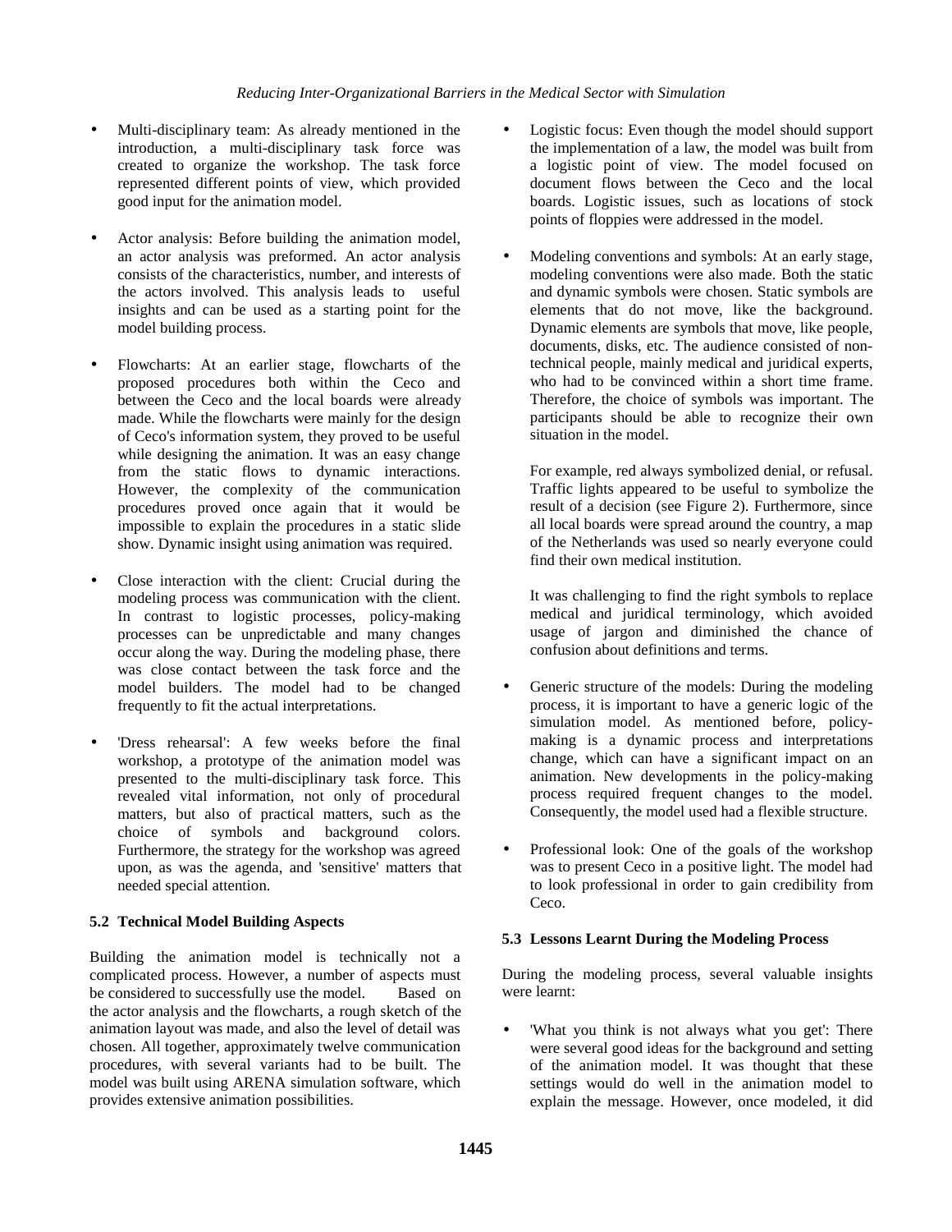- Multi-disciplinary team: As already mentioned in the introduction, a multi-disciplinary task force was created to organize the workshop. The task force represented different points of view, which provided good input for the animation model.

- Actor analysis: Before building the animation model, an actor analysis was preformed. An actor analysis consists of the characteristics, number, and interests of the actors involved. This analysis leads to useful insights and can be used as a starting point for the model building process.

- Flowcharts: At an earlier stage, flowcharts of the proposed procedures both within the Ceco and between the Ceco and the local boards were already made. While the flowcharts were mainly for the design of Ceco's information system, they proved to be useful while designing the animation. It was an easy change from the static flows to dynamic interactions. However, the complexity of the communication procedures proved once again that it would be impossible to explain the procedures in a static slide show. Dynamic insight using animation was required.

- Close interaction with the client: Crucial during the modeling process was communication with the client. In contrast to logistic processes, policy-making processes can be unpredictable and many changes occur along the way. During the modeling phase, there was close contact between the task force and the model builders. The model had to be changed frequently to fit the actual interpretations.

- 'Dress rehearsal': A few weeks before the final workshop, a prototype of the animation model was presented to the multi-disciplinary task force. This revealed vital information, not only of procedural matters, but also of practical matters, such as the choice of symbols and background colors. Furthermore, the strategy for the workshop was agreed upon, as was the agenda, and 'sensitive' matters that needed special attention.

### 5.2 Technical Model Building Aspects

Building the animation model is technically not a complicated process. However, a number of aspects must be considered to successfully use the model. Based on the actor analysis and the flowcharts, a rough sketch of the animation layout was made, and also the level of detail was chosen. All together, approximately twelve communication procedures, with several variants had to be built. The model was built using ARENA simulation software, which provides extensive animation possibilities.

- Logistic focus: Even though the model should support the implementation of a law, the model was built from a logistic point of view. The model focused on document flows between the Ceco and the local boards. Logistic issues, such as locations of stock points of floppies were addressed in the model.

- Modeling conventions and symbols: At an early stage, modeling conventions were also made. Both the static and dynamic symbols were chosen. Static symbols are elements that do not move, like the background. Dynamic elements are symbols that move, like people, documents, disks, etc. The audience consisted of non-technical people, mainly medical and juridical experts, who had to be convinced within a short time frame. Therefore, the choice of symbols was important. The participants should be able to recognize their own situation in the model.

  For example, red always symbolized denial, or refusal. Traffic lights appeared to be useful to symbolize the result of a decision (see Figure 2). Furthermore, since all local boards were spread around the country, a map of the Netherlands was used so nearly everyone could find their own medical institution.

  It was challenging to find the right symbols to replace medical and juridical terminology, which avoided usage of jargon and diminished the chance of confusion about definitions and terms.

- Generic structure of the models: During the modeling process, it is important to have a generic logic of the simulation model. As mentioned before, policy-making is a dynamic process and interpretations change, which can have a significant impact on an animation. New developments in the policy-making process required frequent changes to the model. Consequently, the model used had a flexible structure.

- Professional look: One of the goals of the workshop was to present Ceco in a positive light. The model had to look professional in order to gain credibility from Ceco.

### 5.3 Lessons Learnt During the Modeling Process

During the modeling process, several valuable insights were learnt:

- 'What you think is not always what you get': There were several good ideas for the background and setting of the animation model. It was thought that these settings would do well in the animation model to explain the message. However, once modeled, it did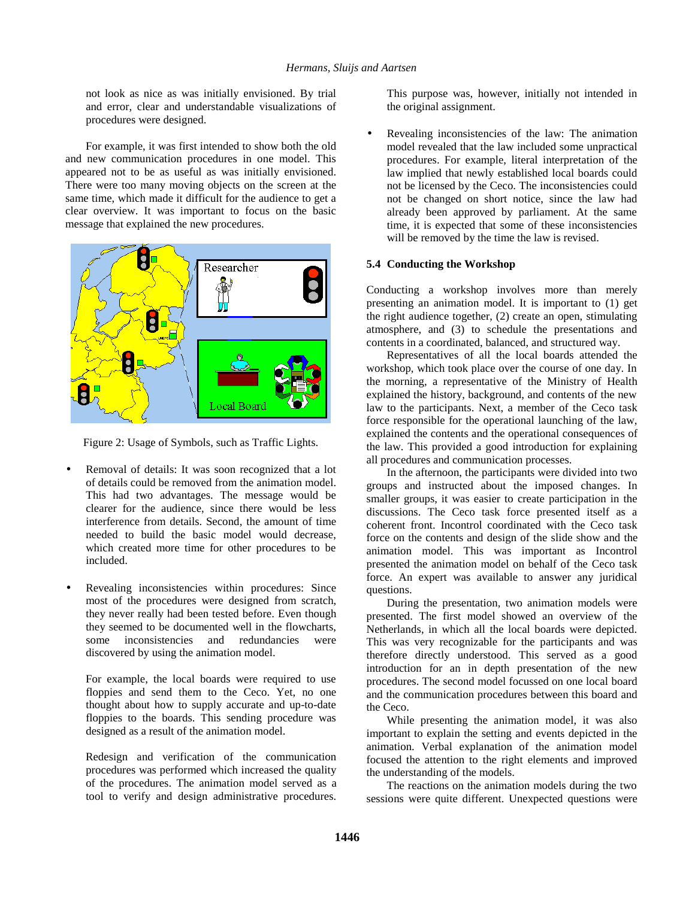not look as nice as was initially envisioned. By trial and error, clear and understandable visualizations of procedures were designed.

For example, it was first intended to show both the old and new communication procedures in one model. This appeared not to be as useful as was initially envisioned. There were too many moving objects on the screen at the same time, which made it difficult for the audience to get a clear overview. It was important to focus on the basic message that explained the new procedures.

Figure 2: Usage of Symbols, such as Traffic Lights.

- Removal of details: It was soon recognized that a lot of details could be removed from the animation model. This had two advantages. The message would be clearer for the audience, since there would be less interference from details. Second, the amount of time needed to build the basic model would decrease, which created more time for other procedures to be included.

- Revealing inconsistencies within procedures: Since most of the procedures were designed from scratch, they never really had been tested before. Even though they seemed to be documented well in the flowcharts, some inconsistencies and redundancies were discovered by using the animation model.

  For example, the local boards were required to use floppies and send them to the Ceco. Yet, no one thought about how to supply accurate and up-to-date floppies to the boards. This sending procedure was designed as a result of the animation model.

  Redesign and verification of the communication procedures was performed which increased the quality of the procedures. The animation model served as a tool to verify and design administrative procedures. This purpose was, however, initially not intended in the original assignment.

- Revealing inconsistencies of the law: The animation model revealed that the law included some unpractical procedures. For example, literal interpretation of the law implied that newly established local boards could not be licensed by the Ceco. The inconsistencies could not be changed on short notice, since the law had already been approved by parliament. At the same time, it is expected that some of these inconsistencies will be removed by the time the law is revised.

### 5.4 Conducting the Workshop

Conducting a workshop involves more than merely presenting an animation model. It is important to (1) get the right audience together, (2) create an open, stimulating atmosphere, and (3) to schedule the presentations and contents in a coordinated, balanced, and structured way.

Representatives of all the local boards attended the workshop, which took place over the course of one day. In the morning, a representative of the Ministry of Health explained the history, background, and contents of the new law to the participants. Next, a member of the Ceco task force responsible for the operational launching of the law, explained the contents and the operational consequences of the law. This provided a good introduction for explaining all procedures and communication processes.

In the afternoon, the participants were divided into two groups and instructed about the imposed changes. In smaller groups, it was easier to create participation in the discussions. The Ceco task force presented itself as a coherent front. Incontrol coordinated with the Ceco task force on the contents and design of the slide show and the animation model. This was important as Incontrol presented the animation model on behalf of the Ceco task force. An expert was available to answer any juridical questions.

During the presentation, two animation models were presented. The first model showed an overview of the Netherlands, in which all the local boards were depicted. This was very recognizable for the participants and was therefore directly understood. This served as a good introduction for an in depth presentation of the new procedures. The second model focussed on one local board and the communication procedures between this board and the Ceco.

While presenting the animation model, it was also important to explain the setting and events depicted in the animation. Verbal explanation of the animation model focused the attention to the right elements and improved the understanding of the models.

The reactions on the animation models during the two sessions were quite different. Unexpected questions were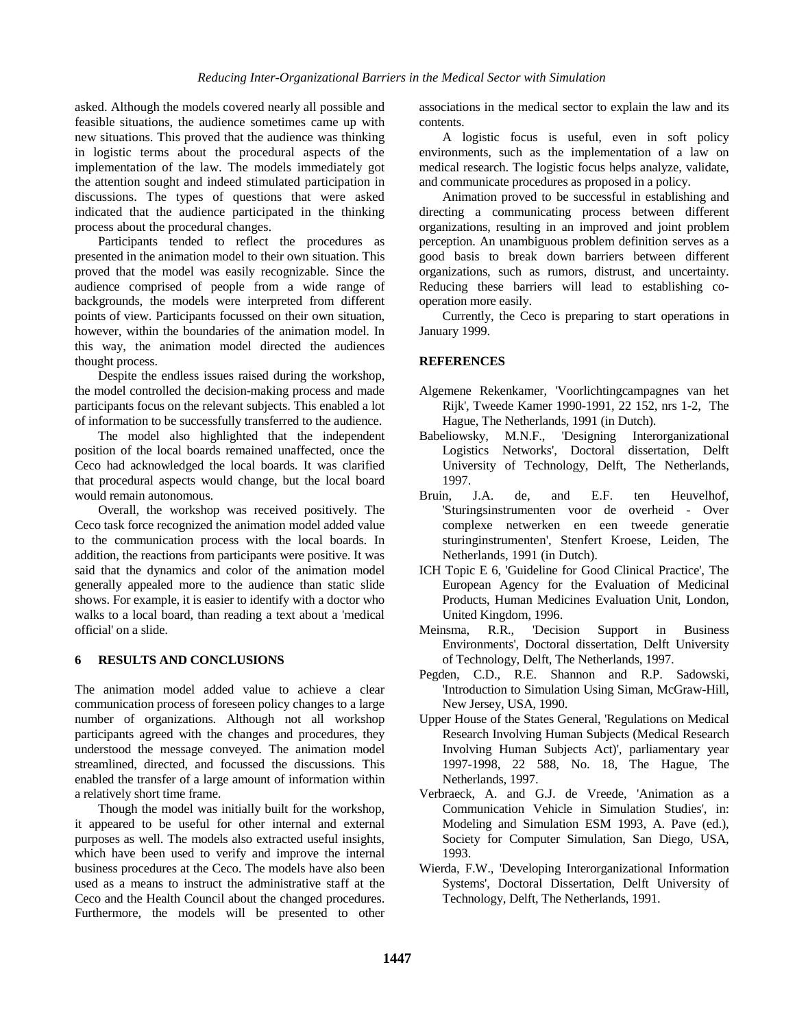asked. Although the models covered nearly all possible and feasible situations, the audience sometimes came up with new situations. This proved that the audience was thinking in logistic terms about the procedural aspects of the implementation of the law. The models immediately got the attention sought and indeed stimulated participation in discussions. The types of questions that were asked indicated that the audience participated in the thinking process about the procedural changes.

Participants tended to reflect the procedures as presented in the animation model to their own situation. This proved that the model was easily recognizable. Since the audience comprised of people from a wide range of backgrounds, the models were interpreted from different points of view. Participants focussed on their own situation, however, within the boundaries of the animation model. In this way, the animation model directed the audiences thought process.

Despite the endless issues raised during the workshop, the model controlled the decision-making process and made participants focus on the relevant subjects. This enabled a lot of information to be successfully transferred to the audience.

The model also highlighted that the independent position of the local boards remained unaffected, once the Ceco had acknowledged the local boards. It was clarified that procedural aspects would change, but the local board would remain autonomous.

Overall, the workshop was received positively. The Ceco task force recognized the animation model added value to the communication process with the local boards. In addition, the reactions from participants were positive. It was said that the dynamics and color of the animation model generally appealed more to the audience than static slide shows. For example, it is easier to identify with a doctor who walks to a local board, than reading a text about a 'medical official' on a slide.

## 6 RESULTS AND CONCLUSIONS

The animation model added value to achieve a clear communication process of foreseen policy changes to a large number of organizations. Although not all workshop participants agreed with the changes and procedures, they understood the message conveyed. The animation model streamlined, directed, and focussed the discussions. This enabled the transfer of a large amount of information within a relatively short time frame.

Though the model was initially built for the workshop, it appeared to be useful for other internal and external purposes as well. The models also extracted useful insights, which have been used to verify and improve the internal business procedures at the Ceco. The models have also been used as a means to instruct the administrative staff at the Ceco and the Health Council about the changed procedures. Furthermore, the models will be presented to other associations in the medical sector to explain the law and its contents.

A logistic focus is useful, even in soft policy environments, such as the implementation of a law on medical research. The logistic focus helps analyze, validate, and communicate procedures as proposed in a policy.

Animation proved to be successful in establishing and directing a communicating process between different organizations, resulting in an improved and joint problem perception. An unambiguous problem definition serves as a good basis to break down barriers between different organizations, such as rumors, distrust, and uncertainty. Reducing these barriers will lead to establishing co-operation more easily.

Currently, the Ceco is preparing to start operations in January 1999.

## REFERENCES

Algemene Rekenkamer, 'Voorlichtingcampagnes van het Rijk', Tweede Kamer 1990-1991, 22 152, nrs 1-2, The Hague, The Netherlands, 1991 (in Dutch).

Babeliowsky, M.N.F., 'Designing Interorganizational Logistics Networks', Doctoral dissertation, Delft University of Technology, Delft, The Netherlands, 1997.

Bruin, J.A. de, and E.F. ten Heuvelhof, 'Sturingsinstrumenten voor de overheid - Over complexe netwerken en een tweede generatie sturinginstrumenten', Stenfert Kroese, Leiden, The Netherlands, 1991 (in Dutch).

ICH Topic E 6, 'Guideline for Good Clinical Practice', The European Agency for the Evaluation of Medicinal Products, Human Medicines Evaluation Unit, London, United Kingdom, 1996.

Meinsma, R.R., 'Decision Support in Business Environments', Doctoral dissertation, Delft University of Technology, Delft, The Netherlands, 1997.

Pegden, C.D., R.E. Shannon and R.P. Sadowski, 'Introduction to Simulation Using Siman, McGraw-Hill, New Jersey, USA, 1990.

Upper House of the States General, 'Regulations on Medical Research Involving Human Subjects (Medical Research Involving Human Subjects Act)', parliamentary year 1997-1998, 22 588, No. 18, The Hague, The Netherlands, 1997.

Verbraeck, A. and G.J. de Vreede, 'Animation as a Communication Vehicle in Simulation Studies', in: Modeling and Simulation ESM 1993, A. Pave (ed.), Society for Computer Simulation, San Diego, USA, 1993.

Wierda, F.W., 'Developing Interorganizational Information Systems', Doctoral Dissertation, Delft University of Technology, Delft, The Netherlands, 1991.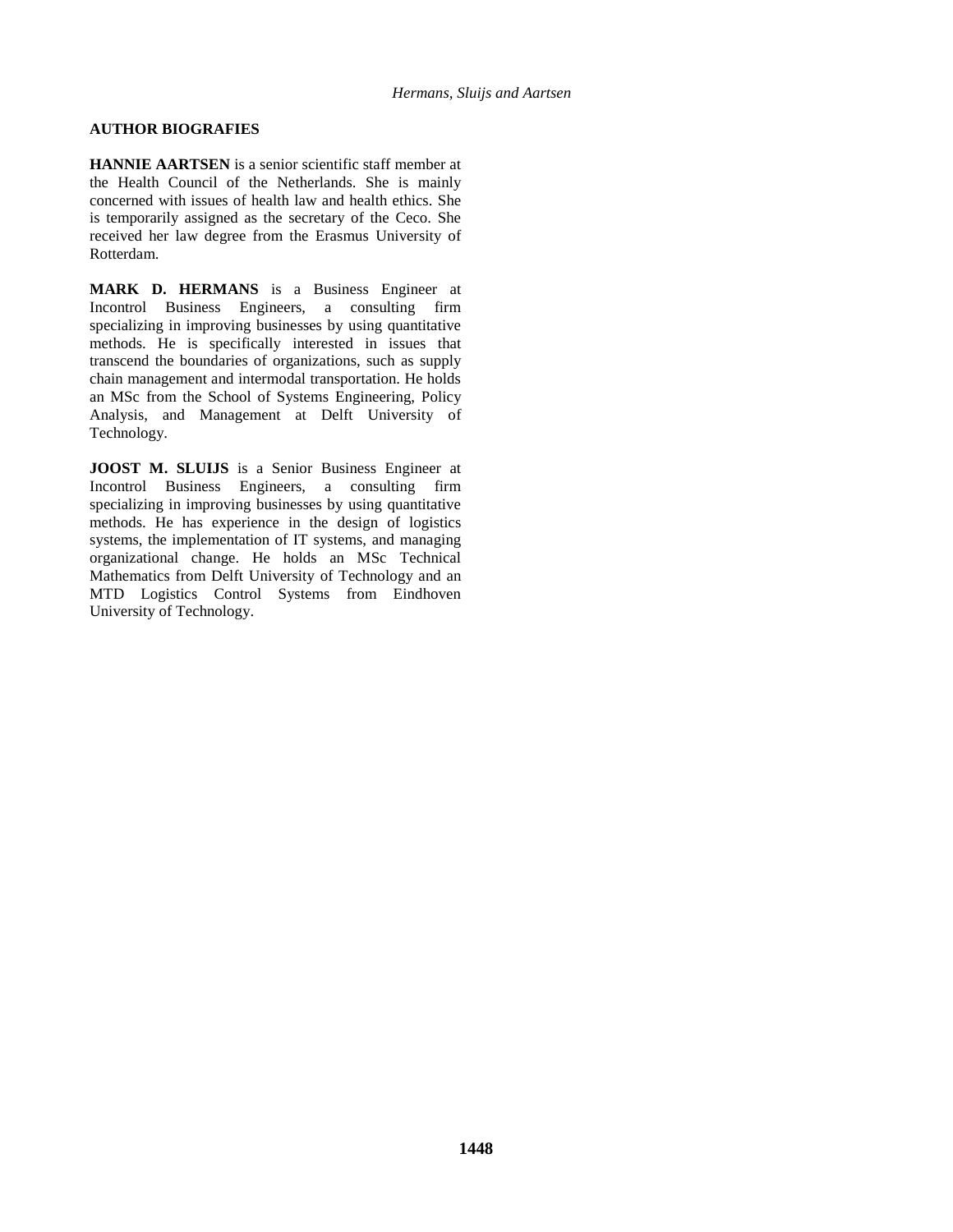## AUTHOR BIOGRAFIES

**HANNIE AARTSEN** is a senior scientific staff member at the Health Council of the Netherlands. She is mainly concerned with issues of health law and health ethics. She is temporarily assigned as the secretary of the Ceco. She received her law degree from the Erasmus University of Rotterdam.

**MARK D. HERMANS** is a Business Engineer at Incontrol Business Engineers, a consulting firm specializing in improving businesses by using quantitative methods. He is specifically interested in issues that transcend the boundaries of organizations, such as supply chain management and intermodal transportation. He holds an MSc from the School of Systems Engineering, Policy Analysis, and Management at Delft University of Technology.

**JOOST M. SLUIJS** is a Senior Business Engineer at Incontrol Business Engineers, a consulting firm specializing in improving businesses by using quantitative methods. He has experience in the design of logistics systems, the implementation of IT systems, and managing organizational change. He holds an MSc Technical Mathematics from Delft University of Technology and an MTD Logistics Control Systems from Eindhoven University of Technology.